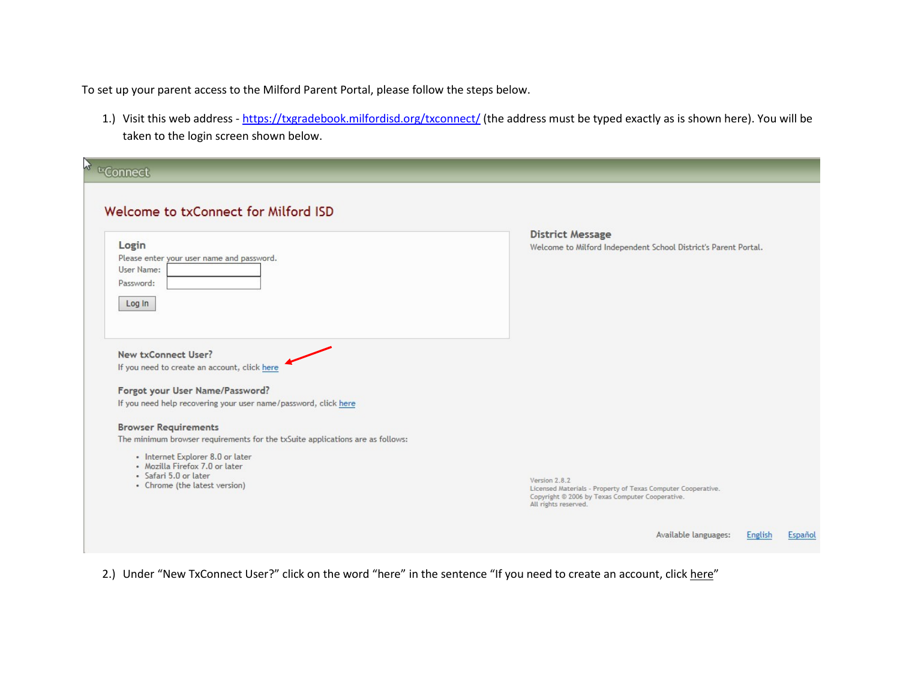To set up your parent access to the Milford Parent Portal, please follow the steps below.

1.) Visit this web address - https://txgradebook.milfordisd.org/txconnect/ (the address must be typed exactly as is shown here). You will be taken to the login screen shown below.

txConnect

## Welcome to txConnect for Milford ISD

### Login

Please enter your user name and password.

User Name:

Password:

Log In

### New txConnect User?

If you need to create an account, click here

### Forgot your User Name/Password?

If you need help recovering your user name/password, click here

### Browser Requirements

The minimum browser requirements for the txSuite applications are as follows:

- Internet Explorer 8.0 or later
- Mozilla Firefox 7.0 or later
- Safari 5.0 or later
- Chrome (the latest version)

### District Message

Welcome to Milford Independent School District's Parent Portal.

Version 2.8.2
Licensed Materials - Property of Texas Computer Cooperative.
Copyright © 2006 by Texas Computer Cooperative.
All rights reserved.

Available languages: English Español

2.) Under "New TxConnect User?" click on the word "here" in the sentence "If you need to create an account, click here"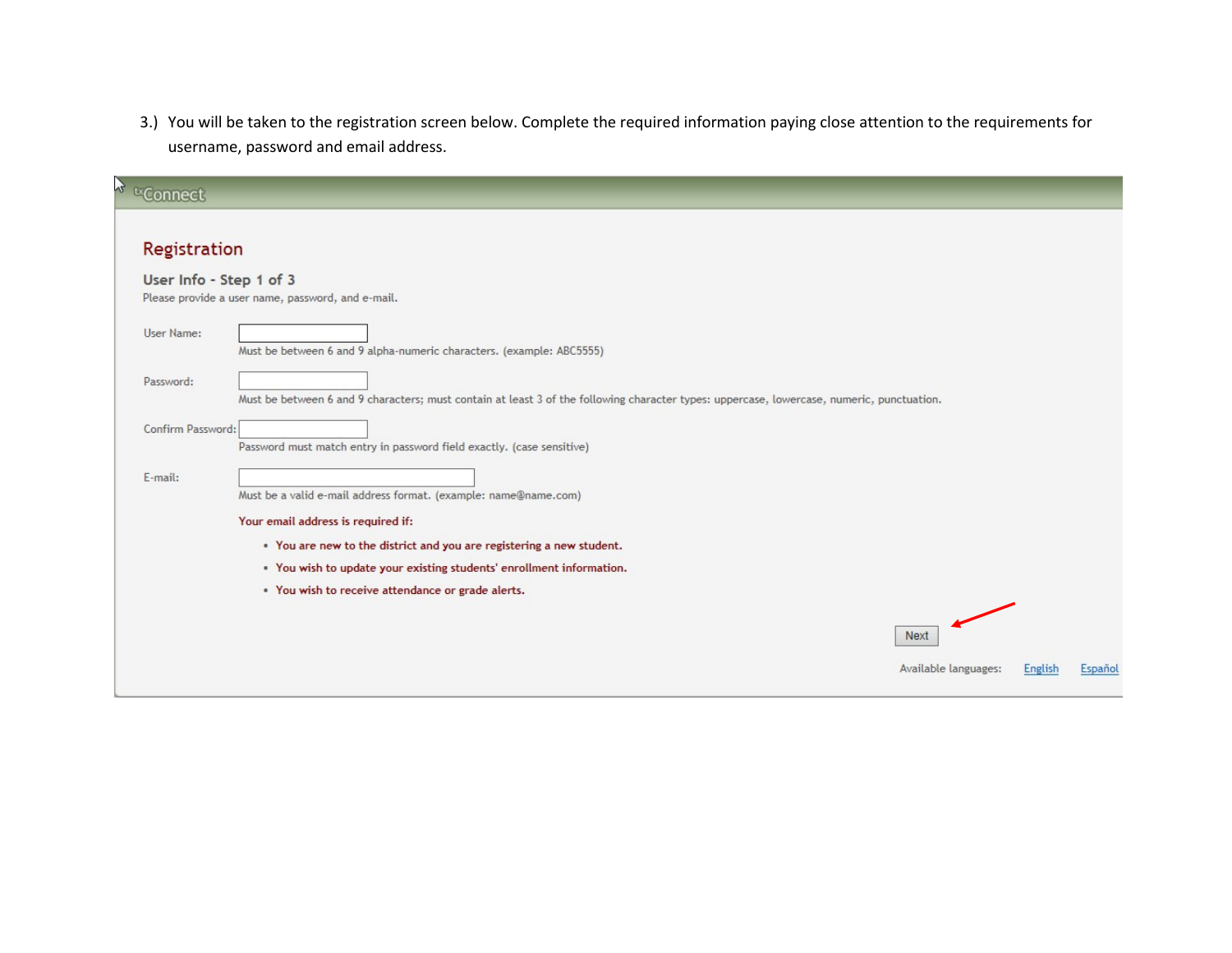3.) You will be taken to the registration screen below. Complete the required information paying close attention to the requirements for username, password and email address.

txConnect

## Registration

### User Info - Step 1 of 3

Please provide a user name, password, and e-mail.

User Name:

Must be between 6 and 9 alpha-numeric characters. (example: ABC5555)

Password:

Must be between 6 and 9 characters; must contain at least 3 of the following character types: uppercase, lowercase, numeric, punctuation.

Confirm Password:

Password must match entry in password field exactly. (case sensitive)

E-mail:

Must be a valid e-mail address format. (example: name@name.com)

**Your email address is required if:**

- **You are new to the district and you are registering a new student.**
- **You wish to update your existing students' enrollment information.**
- **You wish to receive attendance or grade alerts.**

Next

Available languages: English Español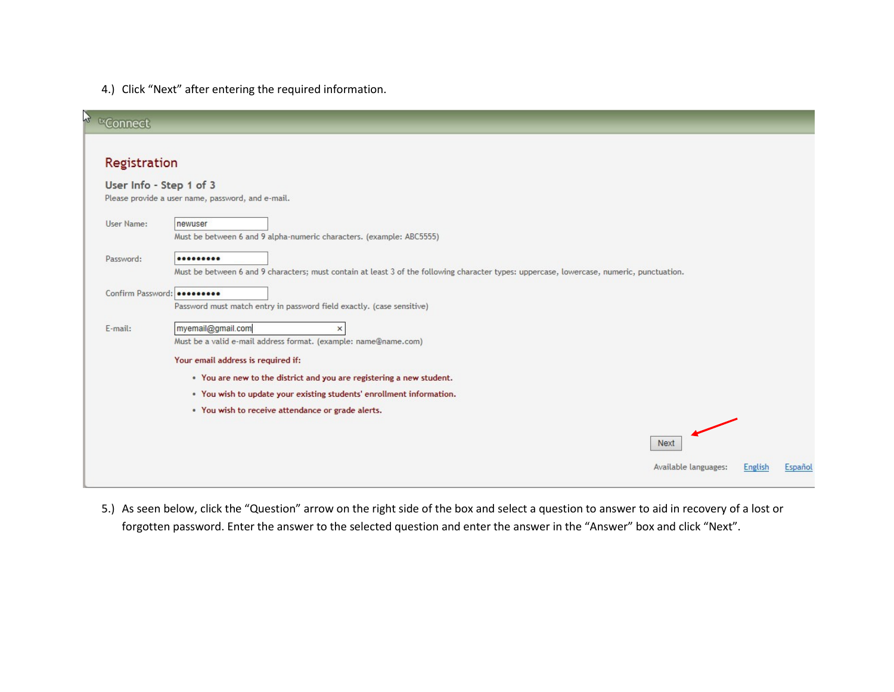4.) Click “Next” after entering the required information.

txConnect

## Registration

### User Info - Step 1 of 3

Please provide a user name, password, and e-mail.

User Name: newuser

Must be between 6 and 9 alpha-numeric characters. (example: ABC5555)

Password: •••••••••

Must be between 6 and 9 characters; must contain at least 3 of the following character types: uppercase, lowercase, numeric, punctuation.

Confirm Password: •••••••••

Password must match entry in password field exactly. (case sensitive)

E-mail: myemail@gmail.com

Must be a valid e-mail address format. (example: name@name.com)

Your email address is required if:

- You are new to the district and you are registering a new student.
- You wish to update your existing students' enrollment information.
- You wish to receive attendance or grade alerts.

Next

Available languages: English Español

5.) As seen below, click the “Question” arrow on the right side of the box and select a question to answer to aid in recovery of a lost or forgotten password. Enter the answer to the selected question and enter the answer in the “Answer” box and click “Next”.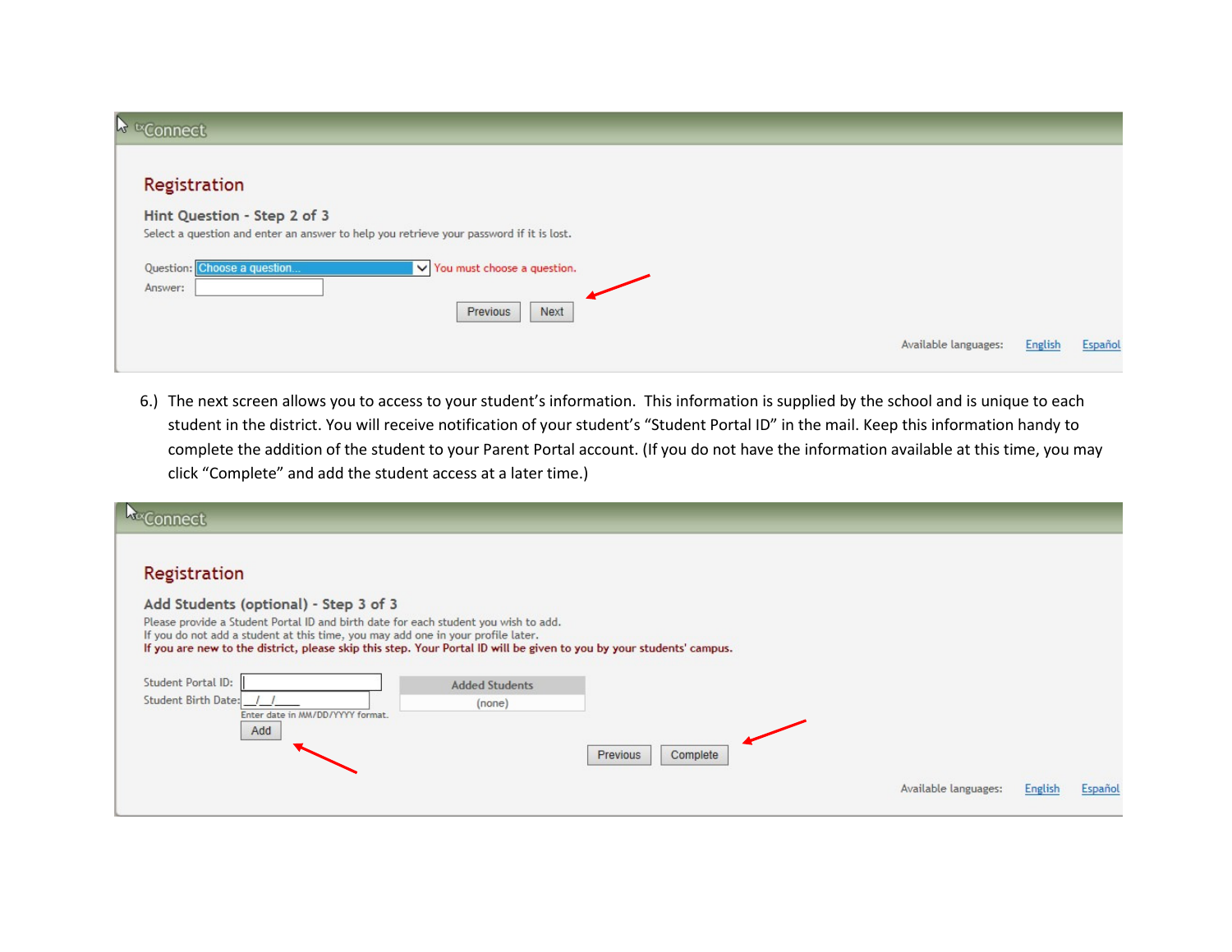txConnect

## Registration

### Hint Question - Step 2 of 3

Select a question and enter an answer to help you retrieve your password if it is lost.

Question: Choose a question... You must choose a question.

Answer:

Previous Next

Available languages: English Español

6.) The next screen allows you to access to your student's information. This information is supplied by the school and is unique to each student in the district. You will receive notification of your student's "Student Portal ID" in the mail. Keep this information handy to complete the addition of the student to your Parent Portal account. (If you do not have the information available at this time, you may click "Complete" and add the student access at a later time.)

txConnect

## Registration

### Add Students (optional) - Step 3 of 3

Please provide a Student Portal ID and birth date for each student you wish to add.
If you do not add a student at this time, you may add one in your profile later.
**If you are new to the district, please skip this step. Your Portal ID will be given to you by your students' campus.**

Student Portal ID:

Student Birth Date: __/__/____

Enter date in MM/DD/YYYY format.

Add

| Added Students |
|---|
| (none) |

Previous Complete

Available languages: English Español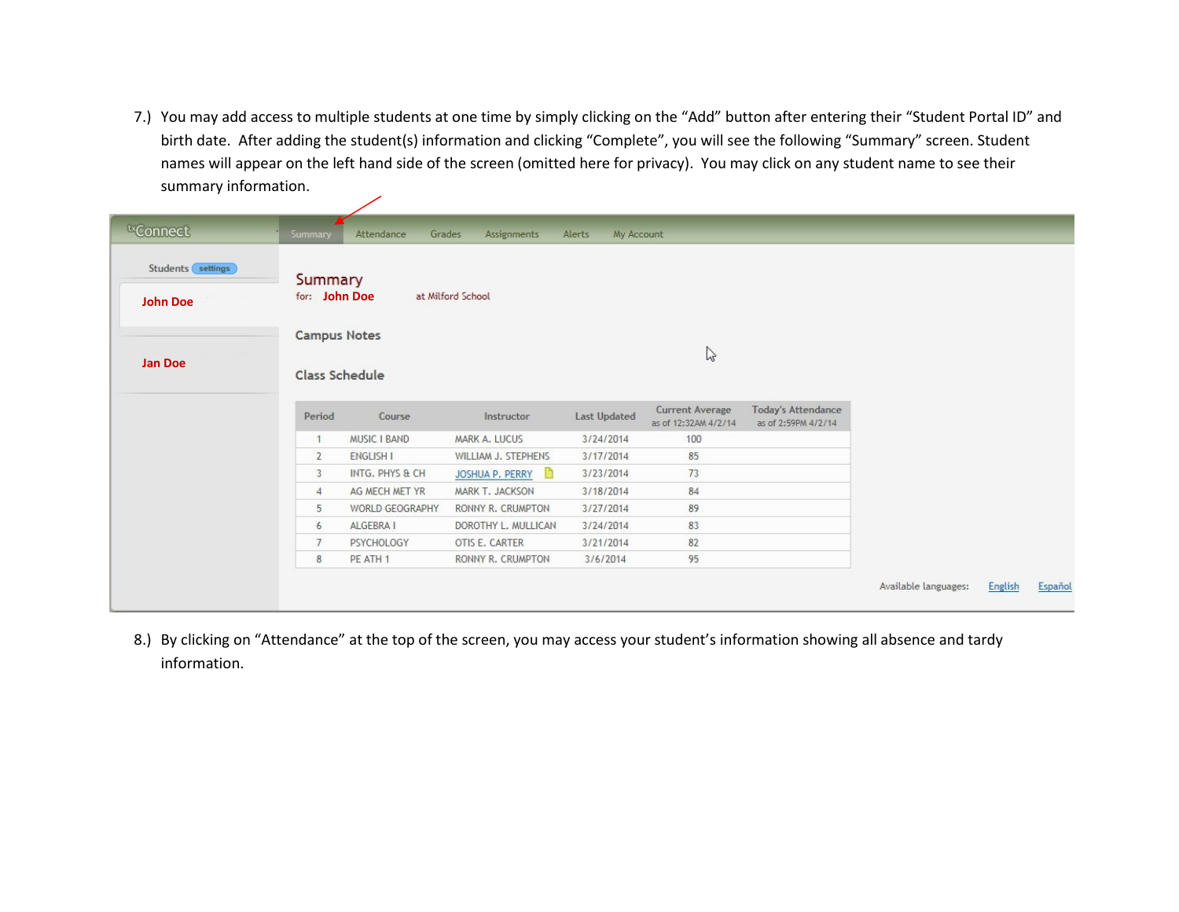7.) You may add access to multiple students at one time by simply clicking on the “Add” button after entering their “Student Portal ID” and birth date. After adding the student(s) information and clicking “Complete”, you will see the following “Summary” screen. Student names will appear on the left hand side of the screen (omitted here for privacy). You may click on any student name to see their summary information.

txConnect

Summary | Attendance | Grades | Assignments | Alerts | My Account

Students settings

John Doe

Jan Doe

## Summary

for: John Doe at Milford School

### Campus Notes

### Class Schedule

| Period | Course | Instructor | Last Updated | Current Average as of 12:32AM 4/2/14 | Today's Attendance as of 2:59PM 4/2/14 |
|---|---|---|---|---|---|
| 1 | MUSIC I BAND | MARK A. LUCUS | 3/24/2014 | 100 | |
| 2 | ENGLISH I | WILLIAM J. STEPHENS | 3/17/2014 | 85 | |
| 3 | INTG. PHYS & CH | JOSHUA P. PERRY | 3/23/2014 | 73 | |
| 4 | AG MECH MET YR | MARK T. JACKSON | 3/18/2014 | 84 | |
| 5 | WORLD GEOGRAPHY | RONNY R. CRUMPTON | 3/27/2014 | 89 | |
| 6 | ALGEBRA I | DOROTHY L. MULLICAN | 3/24/2014 | 83 | |
| 7 | PSYCHOLOGY | OTIS E. CARTER | 3/21/2014 | 82 | |
| 8 | PE ATH 1 | RONNY R. CRUMPTON | 3/6/2014 | 95 | |

Available languages: English Español

8.) By clicking on “Attendance” at the top of the screen, you may access your student’s information showing all absence and tardy information.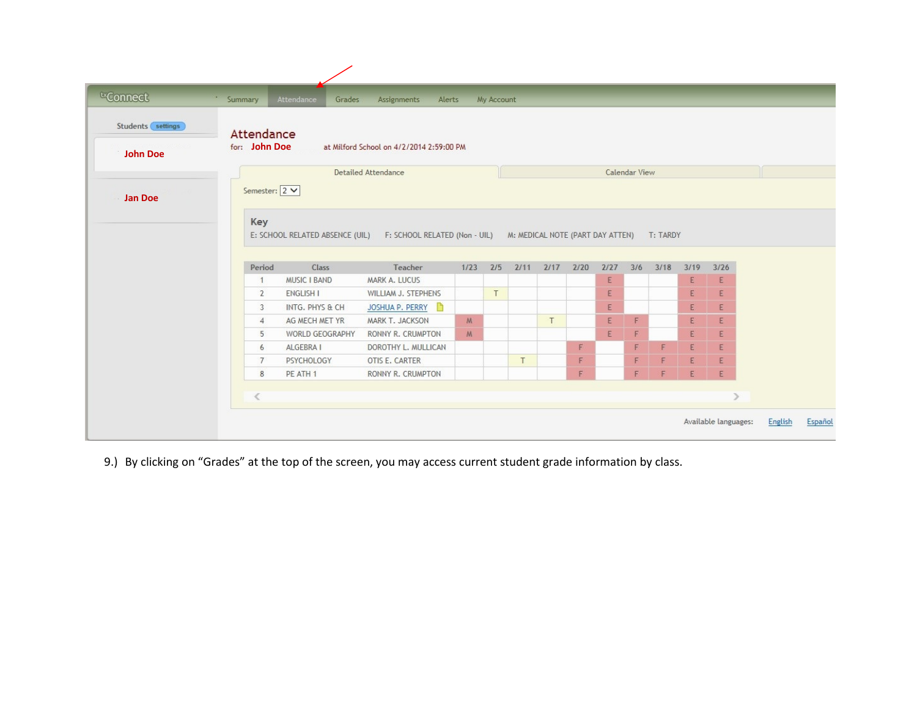txConnect

Summary | Attendance | Grades | Assignments | Alerts | My Account

Students settings

John Doe

Jan Doe

## Attendance

for: **John Doe** at Milford School on 4/2/2014 2:59:00 PM

Detailed Attendance | Calendar View

Semester: 2

**Key**

E: SCHOOL RELATED ABSENCE (UIL) F: SCHOOL RELATED (Non - UIL) M: MEDICAL NOTE (PART DAY ATTEN) T: TARDY

| Period | Class | Teacher | 1/23 | 2/5 | 2/11 | 2/17 | 2/20 | 2/27 | 3/6 | 3/18 | 3/19 | 3/26 |
|---|---|---|---|---|---|---|---|---|---|---|---|---|
| 1 | MUSIC I BAND | MARK A. LUCUS | | | | | | E | | | E | E |
| 2 | ENGLISH I | WILLIAM J. STEPHENS | | T | | | | E | | | E | E |
| 3 | INTG. PHYS & CH | JOSHUA P. PERRY | | | | | | E | | | E | E |
| 4 | AG MECH MET YR | MARK T. JACKSON | M | | | T | | E | F | | E | E |
| 5 | WORLD GEOGRAPHY | RONNY R. CRUMPTON | M | | | | | E | F | | E | E |
| 6 | ALGEBRA I | DOROTHY L. MULLICAN | | | | | F | | F | F | E | E |
| 7 | PSYCHOLOGY | OTIS E. CARTER | | | T | | F | | F | F | E | E |
| 8 | PE ATH 1 | RONNY R. CRUMPTON | | | | | F | | F | F | E | E |

Available languages: English Español

9.) By clicking on “Grades” at the top of the screen, you may access current student grade information by class.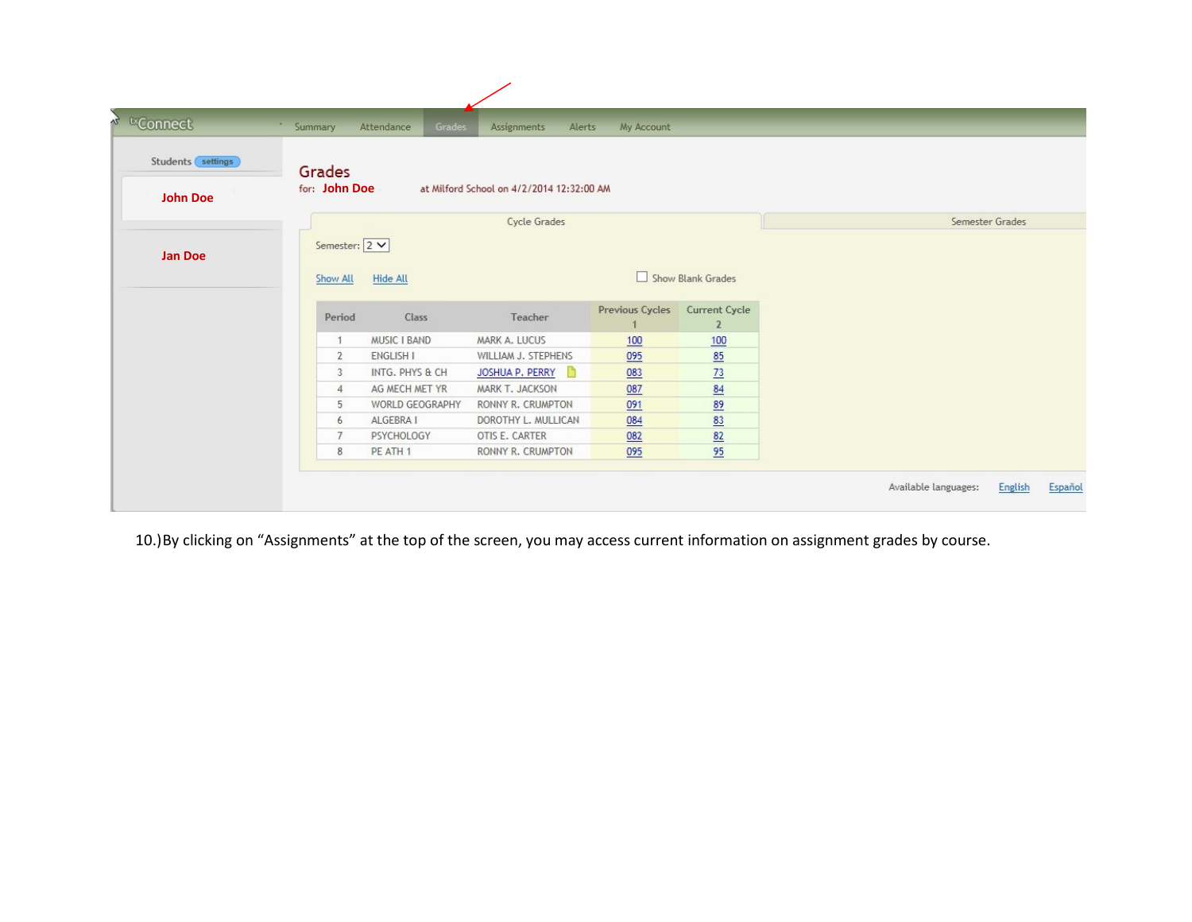txConnect · Summary | Attendance | Grades | Assignments | Alerts | My Account

Students settings

John Doe

Jan Doe

## Grades

for: **John Doe** at Milford School on 4/2/2014 12:32:00 AM

Cycle Grades | Semester Grades

Semester: 2

Show All   Hide All   Show Blank Grades

| Period | Class | Teacher | Previous Cycles 1 | Current Cycle 2 |
|---|---|---|---|---|
| 1 | MUSIC I BAND | MARK A. LUCUS | 100 | 100 |
| 2 | ENGLISH I | WILLIAM J. STEPHENS | 095 | 85 |
| 3 | INTG. PHYS & CH | JOSHUA P. PERRY | 083 | 73 |
| 4 | AG MECH MET YR | MARK T. JACKSON | 087 | 84 |
| 5 | WORLD GEOGRAPHY | RONNY R. CRUMPTON | 091 | 89 |
| 6 | ALGEBRA I | DOROTHY L. MULLICAN | 084 | 83 |
| 7 | PSYCHOLOGY | OTIS E. CARTER | 082 | 82 |
| 8 | PE ATH 1 | RONNY R. CRUMPTON | 095 | 95 |

Available languages: English Español

10.) By clicking on “Assignments” at the top of the screen, you may access current information on assignment grades by course.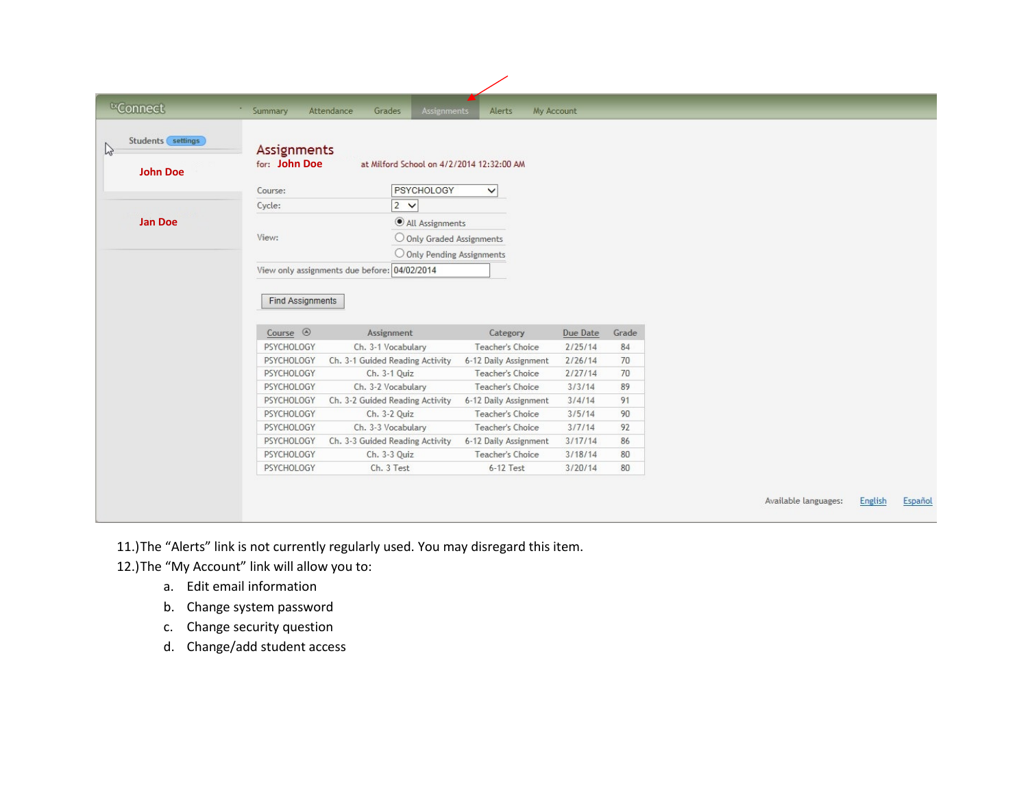txConnect · Summary | Attendance | Grades | Assignments | Alerts | My Account

Students settings

John Doe

Jan Doe

## Assignments

for: John Doe at Milford School on 4/2/2014 12:32:00 AM

Course: PSYCHOLOGY

Cycle: 2

View: All Assignments / Only Graded Assignments / Only Pending Assignments

View only assignments due before: 04/02/2014

Find Assignments

| Course | Assignment | Category | Due Date | Grade |
|---|---|---|---|---|
| PSYCHOLOGY | Ch. 3-1 Vocabulary | Teacher's Choice | 2/25/14 | 84 |
| PSYCHOLOGY | Ch. 3-1 Guided Reading Activity | 6-12 Daily Assignment | 2/26/14 | 70 |
| PSYCHOLOGY | Ch. 3-1 Quiz | Teacher's Choice | 2/27/14 | 70 |
| PSYCHOLOGY | Ch. 3-2 Vocabulary | Teacher's Choice | 3/3/14 | 89 |
| PSYCHOLOGY | Ch. 3-2 Guided Reading Activity | 6-12 Daily Assignment | 3/4/14 | 91 |
| PSYCHOLOGY | Ch. 3-2 Quiz | Teacher's Choice | 3/5/14 | 90 |
| PSYCHOLOGY | Ch. 3-3 Vocabulary | Teacher's Choice | 3/7/14 | 92 |
| PSYCHOLOGY | Ch. 3-3 Guided Reading Activity | 6-12 Daily Assignment | 3/17/14 | 86 |
| PSYCHOLOGY | Ch. 3-3 Quiz | Teacher's Choice | 3/18/14 | 80 |
| PSYCHOLOGY | Ch. 3 Test | 6-12 Test | 3/20/14 | 80 |

Available languages: English Español

11.)The "Alerts" link is not currently regularly used. You may disregard this item.

12.)The "My Account" link will allow you to:

a. Edit email information
b. Change system password
c. Change security question
d. Change/add student access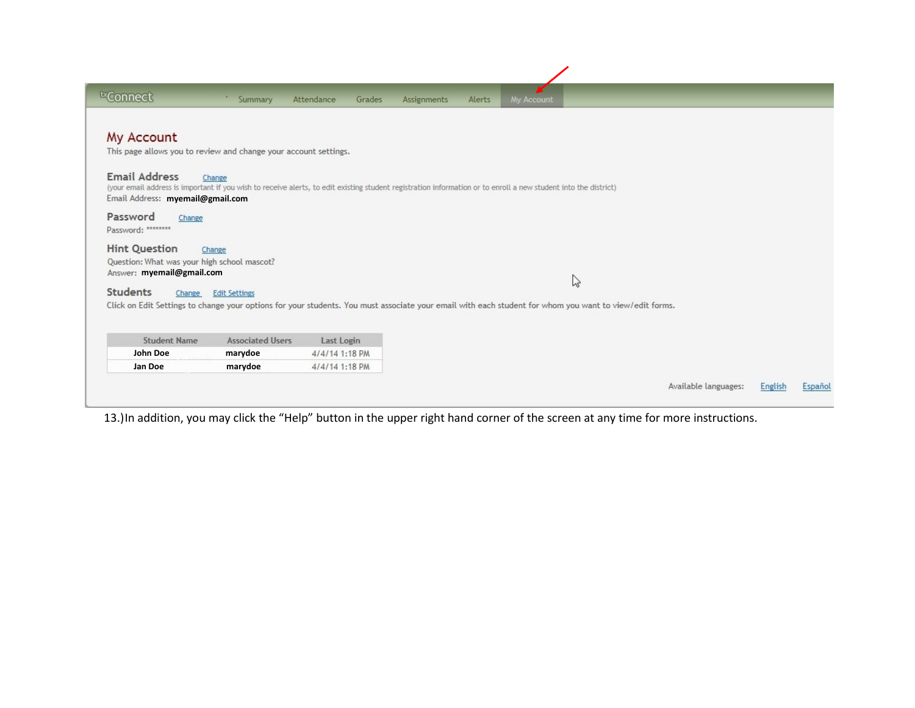txConnect

Summary Attendance Grades Assignments Alerts My Account

## My Account

This page allows you to review and change your account settings.

### Email Address Change

(your email address is important if you wish to receive alerts, to edit existing student registration information or to enroll a new student into the district)

Email Address: **myemail@gmail.com**

### Password Change

Password: ********

### Hint Question Change

Question: What was your high school mascot?

Answer: **myemail@gmail.com**

### Students Change Edit Settings

Click on Edit Settings to change your options for your students. You must associate your email with each student for whom you want to view/edit forms.

| Student Name | Associated Users | Last Login |
|---|---|---|
| John Doe | marydoe | 4/4/14 1:18 PM |
| Jan Doe | marydoe | 4/4/14 1:18 PM |

Available languages: English Español

13.)In addition, you may click the "Help" button in the upper right hand corner of the screen at any time for more instructions.